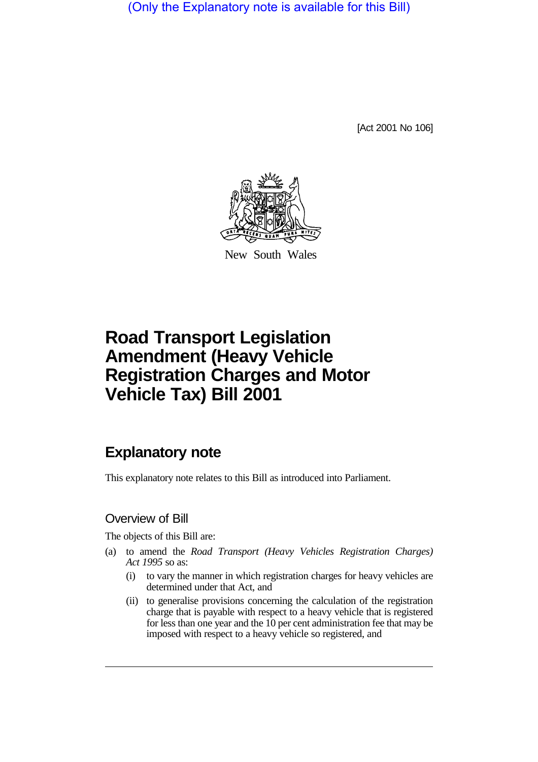(Only the Explanatory note is available for this Bill)

[Act 2001 No 106]

New South Wales

# Road Transport Legislation Amendment (Heavy Vehicle Registration Charges and Motor Vehicle Tax) Bill 2001

## Explanatory note

This explanatory note relates to this Bill as introduced into Parliament.

### Overview of Bill

The objects of this Bill are:

(a) to amend the *Road Transport (Heavy Vehicles Registration Charges) Act 1995* so as:

  (i) to vary the manner in which registration charges for heavy vehicles are determined under that Act, and

  (ii) to generalise provisions concerning the calculation of the registration charge that is payable with respect to a heavy vehicle that is registered for less than one year and the 10 per cent administration fee that may be imposed with respect to a heavy vehicle so registered, and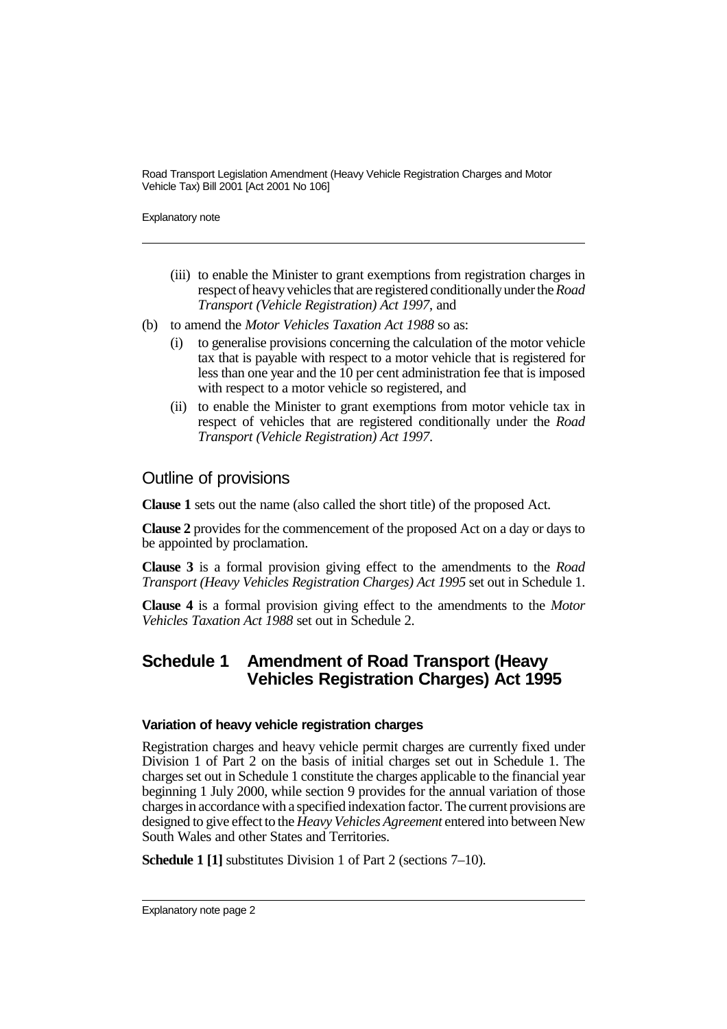- (iii) to enable the Minister to grant exemptions from registration charges in respect of heavy vehicles that are registered conditionally under the *Road Transport (Vehicle Registration) Act 1997*, and
- (b) to amend the *Motor Vehicles Taxation Act 1988* so as:
  - (i) to generalise provisions concerning the calculation of the motor vehicle tax that is payable with respect to a motor vehicle that is registered for less than one year and the 10 per cent administration fee that is imposed with respect to a motor vehicle so registered, and
  - (ii) to enable the Minister to grant exemptions from motor vehicle tax in respect of vehicles that are registered conditionally under the *Road Transport (Vehicle Registration) Act 1997*.

## Outline of provisions

**Clause 1** sets out the name (also called the short title) of the proposed Act.

**Clause 2** provides for the commencement of the proposed Act on a day or days to be appointed by proclamation.

**Clause 3** is a formal provision giving effect to the amendments to the *Road Transport (Heavy Vehicles Registration Charges) Act 1995* set out in Schedule 1.

**Clause 4** is a formal provision giving effect to the amendments to the *Motor Vehicles Taxation Act 1988* set out in Schedule 2.

## Schedule 1 Amendment of Road Transport (Heavy Vehicles Registration Charges) Act 1995

#### Variation of heavy vehicle registration charges

Registration charges and heavy vehicle permit charges are currently fixed under Division 1 of Part 2 on the basis of initial charges set out in Schedule 1. The charges set out in Schedule 1 constitute the charges applicable to the financial year beginning 1 July 2000, while section 9 provides for the annual variation of those charges in accordance with a specified indexation factor. The current provisions are designed to give effect to the *Heavy Vehicles Agreement* entered into between New South Wales and other States and Territories.

**Schedule 1 [1]** substitutes Division 1 of Part 2 (sections 7–10).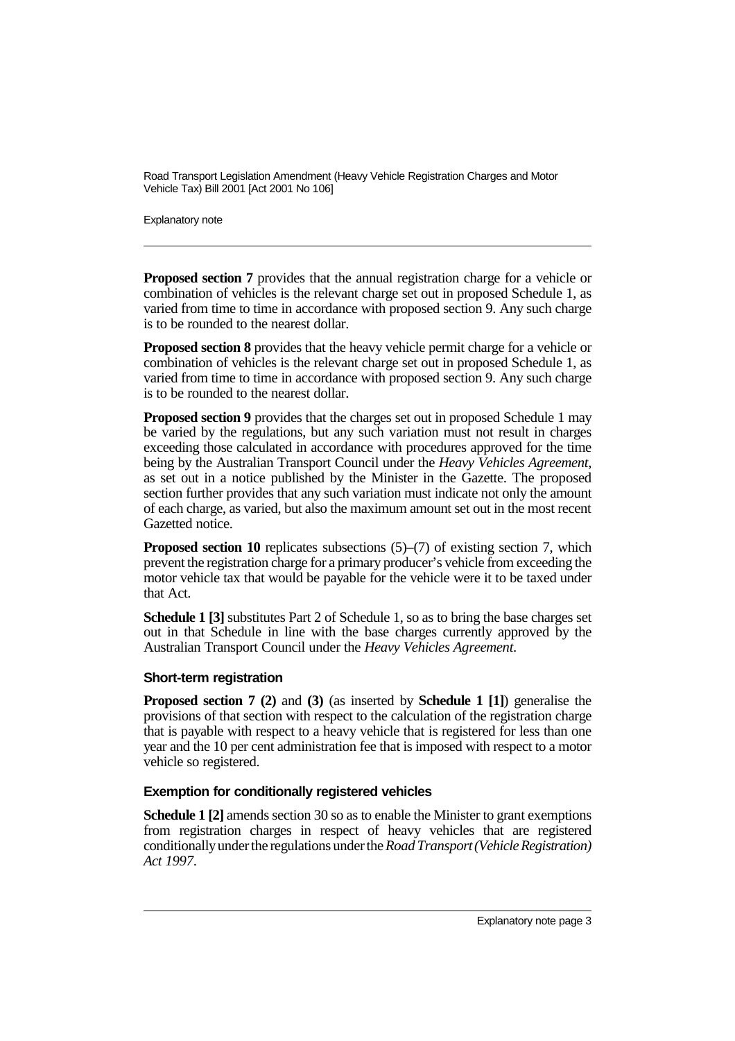**Proposed section 7** provides that the annual registration charge for a vehicle or combination of vehicles is the relevant charge set out in proposed Schedule 1, as varied from time to time in accordance with proposed section 9. Any such charge is to be rounded to the nearest dollar.

**Proposed section 8** provides that the heavy vehicle permit charge for a vehicle or combination of vehicles is the relevant charge set out in proposed Schedule 1, as varied from time to time in accordance with proposed section 9. Any such charge is to be rounded to the nearest dollar.

**Proposed section 9** provides that the charges set out in proposed Schedule 1 may be varied by the regulations, but any such variation must not result in charges exceeding those calculated in accordance with procedures approved for the time being by the Australian Transport Council under the *Heavy Vehicles Agreement*, as set out in a notice published by the Minister in the Gazette. The proposed section further provides that any such variation must indicate not only the amount of each charge, as varied, but also the maximum amount set out in the most recent Gazetted notice.

**Proposed section 10** replicates subsections (5)–(7) of existing section 7, which prevent the registration charge for a primary producer's vehicle from exceeding the motor vehicle tax that would be payable for the vehicle were it to be taxed under that Act.

**Schedule 1 [3]** substitutes Part 2 of Schedule 1, so as to bring the base charges set out in that Schedule in line with the base charges currently approved by the Australian Transport Council under the *Heavy Vehicles Agreement*.

### Short-term registration

**Proposed section 7 (2)** and **(3)** (as inserted by **Schedule 1 [1]**) generalise the provisions of that section with respect to the calculation of the registration charge that is payable with respect to a heavy vehicle that is registered for less than one year and the 10 per cent administration fee that is imposed with respect to a motor vehicle so registered.

### Exemption for conditionally registered vehicles

**Schedule 1 [2]** amends section 30 so as to enable the Minister to grant exemptions from registration charges in respect of heavy vehicles that are registered conditionally under the regulations under the *Road Transport (Vehicle Registration) Act 1997*.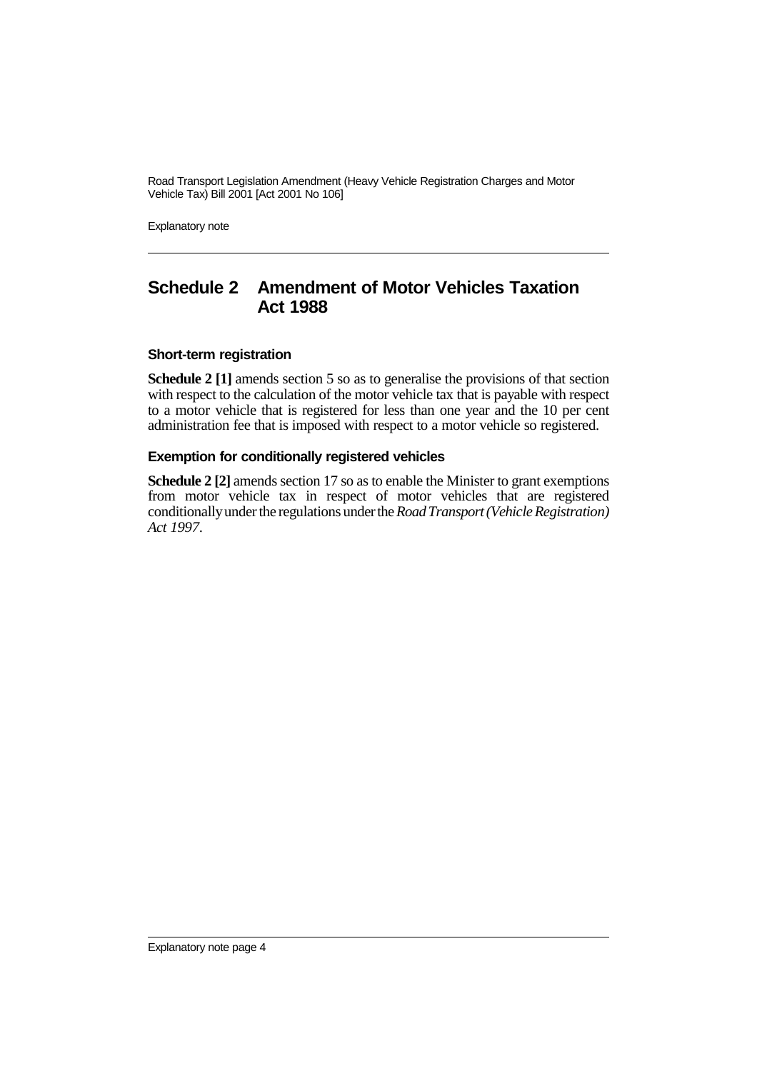## Schedule 2 Amendment of Motor Vehicles Taxation Act 1988

### Short-term registration

**Schedule 2 [1]** amends section 5 so as to generalise the provisions of that section with respect to the calculation of the motor vehicle tax that is payable with respect to a motor vehicle that is registered for less than one year and the 10 per cent administration fee that is imposed with respect to a motor vehicle so registered.

### Exemption for conditionally registered vehicles

**Schedule 2 [2]** amends section 17 so as to enable the Minister to grant exemptions from motor vehicle tax in respect of motor vehicles that are registered conditionally under the regulations under the *Road Transport (Vehicle Registration) Act 1997*.